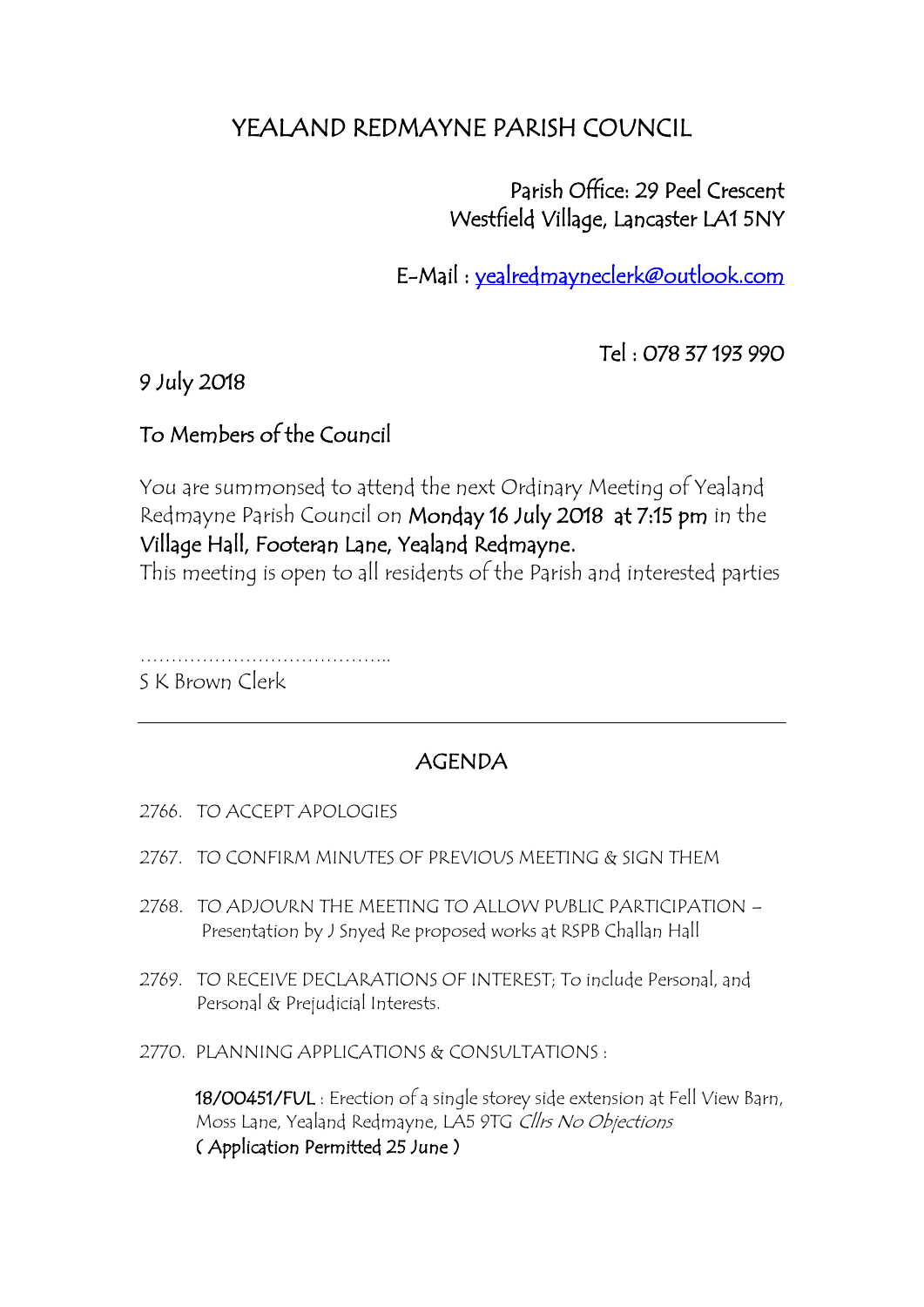# YEALAND REDMAYNE PARISH COUNCIL

Parish Office: 29 Peel Crescent
Westfield Village, Lancaster LA1 5NY

E-Mail : yealredmayneclerk@outlook.com

Tel : 078 37 193 990

9 July 2018

To Members of the Council

You are summonsed to attend the next Ordinary Meeting of Yealand Redmayne Parish Council on **Monday 16 July 2018 at 7:15 pm** in the **Village Hall, Footeran Lane, Yealand Redmayne.**
This meeting is open to all residents of the Parish and interested parties

…………………………………..
S K Brown Clerk

---

## AGENDA

2766. TO ACCEPT APOLOGIES

2767. TO CONFIRM MINUTES OF PREVIOUS MEETING & SIGN THEM

2768. TO ADJOURN THE MEETING TO ALLOW PUBLIC PARTICIPATION – Presentation by J Snyed Re proposed works at RSPB Challan Hall

2769. TO RECEIVE DECLARATIONS OF INTEREST; To include Personal, and Personal & Prejudicial Interests.

2770. PLANNING APPLICATIONS & CONSULTATIONS :

**18/00451/FUL** : Erection of a single storey side extension at Fell View Barn, Moss Lane, Yealand Redmayne, LA5 9TG *Cllrs No Objections*
**( Application Permitted 25 June )**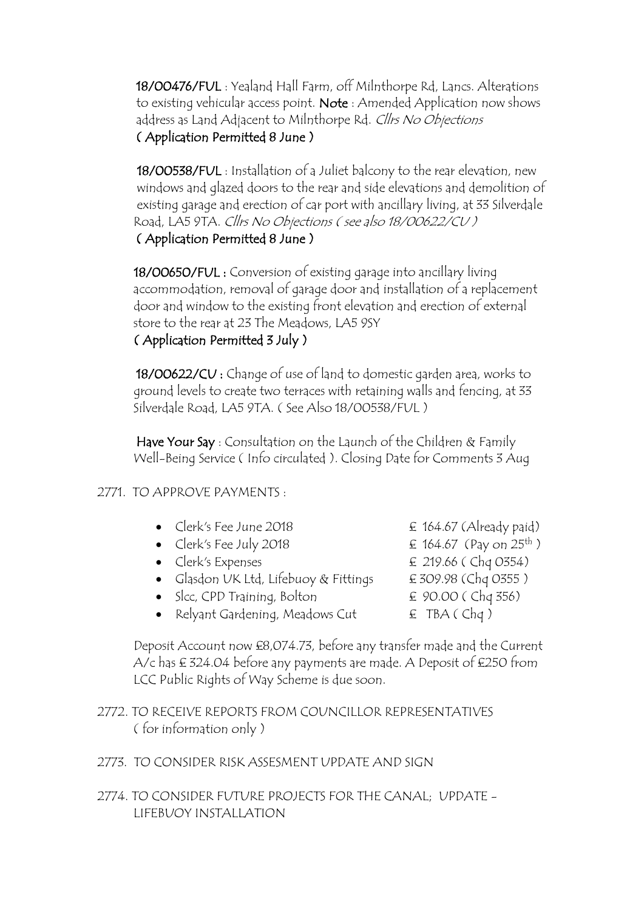**18/00476/FUL** : Yealand Hall Farm, off Milnthorpe Rd, Lancs. Alterations to existing vehicular access point. **Note** : Amended Application now shows address as Land Adjacent to Milnthorpe Rd. *Cllrs No Objections*
**( Application Permitted 8 June )**

**18/00538/FUL** : Installation of a Juliet balcony to the rear elevation, new windows and glazed doors to the rear and side elevations and demolition of existing garage and erection of car port with ancillary living, at 33 Silverdale Road, LA5 9TA. *Cllrs No Objections ( see also 18/00622/CU )*
**( Application Permitted 8 June )**

**18/00650/FUL :** Conversion of existing garage into ancillary living accommodation, removal of garage door and installation of a replacement door and window to the existing front elevation and erection of external store to the rear at 23 The Meadows, LA5 9SY
**( Application Permitted 3 July )**

**18/00622/CU :** Change of use of land to domestic garden area, works to ground levels to create two terraces with retaining walls and fencing, at 33 Silverdale Road, LA5 9TA. ( See Also 18/00538/FUL )

**Have Your Say** : Consultation on the Launch of the Children & Family Well-Being Service ( Info circulated ). Closing Date for Comments 3 Aug

2771. TO APPROVE PAYMENTS :

- Clerk's Fee June 2018 — £ 164.67 (Already paid)
- Clerk's Fee July 2018 — £ 164.67 (Pay on 25th )
- Clerk's Expenses — £ 219.66 ( Chq 0354)
- Glasdon UK Ltd, Lifebuoy & Fittings — £ 309.98 (Chq 0355 )
- Slcc, CPD Training, Bolton — £ 90.00 ( Chq 356)
- Relyant Gardening, Meadows Cut — £ TBA ( Chq )

Deposit Account now £8,074.73, before any transfer made and the Current A/c has £ 324.04 before any payments are made. A Deposit of £250 from LCC Public Rights of Way Scheme is due soon.

2772. TO RECEIVE REPORTS FROM COUNCILLOR REPRESENTATIVES ( for information only )

2773. TO CONSIDER RISK ASSESMENT UPDATE AND SIGN

2774. TO CONSIDER FUTURE PROJECTS FOR THE CANAL; UPDATE – LIFEBUOY INSTALLATION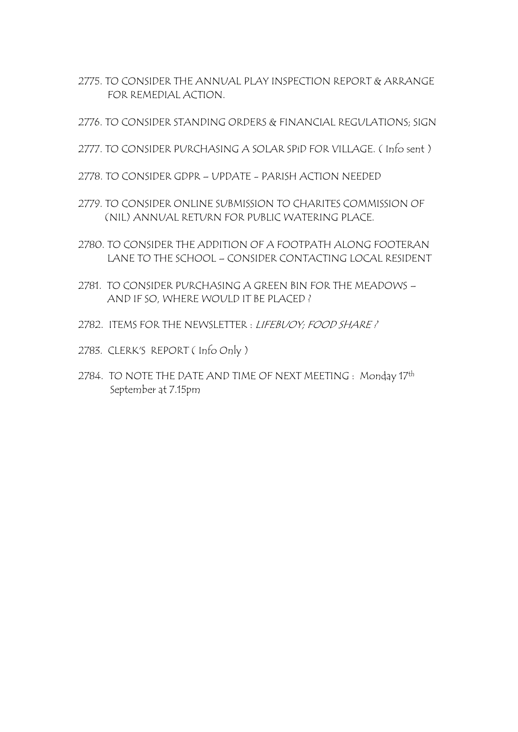2775. TO CONSIDER THE ANNUAL PLAY INSPECTION REPORT & ARRANGE FOR REMEDIAL ACTION.

2776. TO CONSIDER STANDING ORDERS & FINANCIAL REGULATIONS; SIGN

2777. TO CONSIDER PURCHASING A SOLAR SPiD FOR VILLAGE. ( Info sent )

2778. TO CONSIDER GDPR – UPDATE - PARISH ACTION NEEDED

2779. TO CONSIDER ONLINE SUBMISSION TO CHARITES COMMISSION OF (NIL) ANNUAL RETURN FOR PUBLIC WATERING PLACE.

2780. TO CONSIDER THE ADDITION OF A FOOTPATH ALONG FOOTERAN LANE TO THE SCHOOL – CONSIDER CONTACTING LOCAL RESIDENT

2781. TO CONSIDER PURCHASING A GREEN BIN FOR THE MEADOWS – AND IF SO, WHERE WOULD IT BE PLACED ?

2782. ITEMS FOR THE NEWSLETTER : *LIFEBUOY; FOOD SHARE ?*

2783. CLERK'S REPORT ( Info Only )

2784. TO NOTE THE DATE AND TIME OF NEXT MEETING : Monday 17th September at 7.15pm